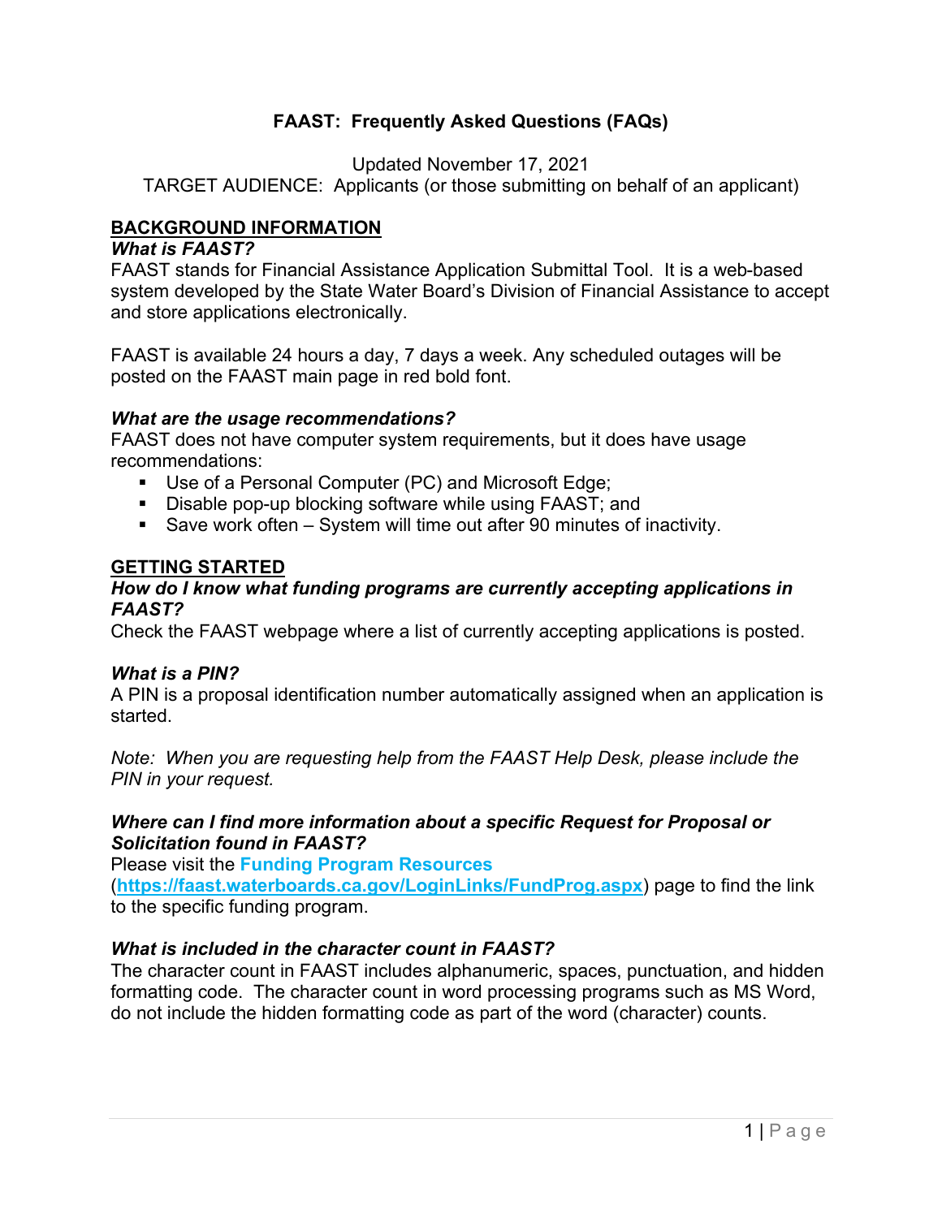# FAAST: Frequently Asked Questions (FAQs)

Updated November 17, 2021

TARGET AUDIENCE: Applicants (or those submitting on behalf of an applicant)

## BACKGROUND INFORMATION

### *What is FAAST?*

FAAST stands for Financial Assistance Application Submittal Tool. It is a web-based system developed by the State Water Board's Division of Financial Assistance to accept and store applications electronically.

FAAST is available 24 hours a day, 7 days a week. Any scheduled outages will be posted on the FAAST main page in red bold font.

### *What are the usage recommendations?*

FAAST does not have computer system requirements, but it does have usage recommendations:

- Use of a Personal Computer (PC) and Microsoft Edge;
- Disable pop-up blocking software while using FAAST; and
- Save work often – System will time out after 90 minutes of inactivity.

## GETTING STARTED

### *How do I know what funding programs are currently accepting applications in FAAST?*

Check the FAAST webpage where a list of currently accepting applications is posted.

### *What is a PIN?*

A PIN is a proposal identification number automatically assigned when an application is started.

*Note: When you are requesting help from the FAAST Help Desk, please include the PIN in your request.*

### *Where can I find more information about a specific Request for Proposal or Solicitation found in FAAST?*

Please visit the **Funding Program Resources** (**https://faast.waterboards.ca.gov/LoginLinks/FundProg.aspx**) page to find the link to the specific funding program.

### *What is included in the character count in FAAST?*

The character count in FAAST includes alphanumeric, spaces, punctuation, and hidden formatting code. The character count in word processing programs such as MS Word, do not include the hidden formatting code as part of the word (character) counts.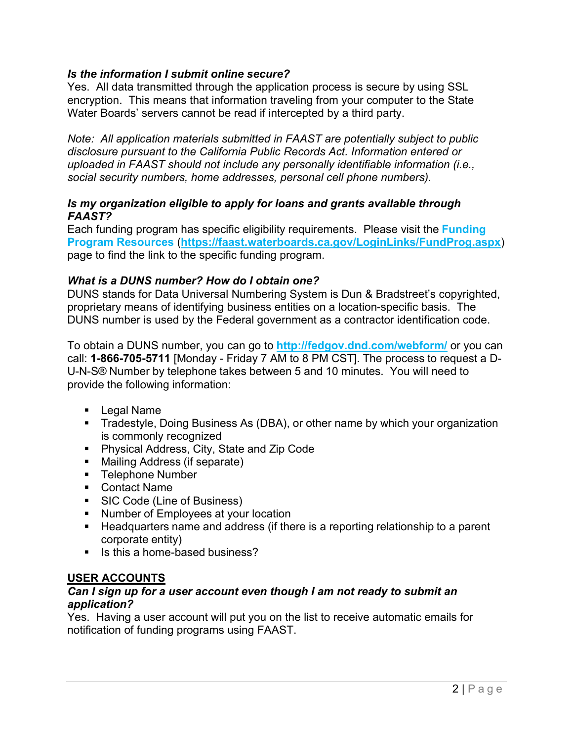***Is the information I submit online secure?***

Yes. All data transmitted through the application process is secure by using SSL encryption. This means that information traveling from your computer to the State Water Boards' servers cannot be read if intercepted by a third party.

*Note: All application materials submitted in FAAST are potentially subject to public disclosure pursuant to the California Public Records Act. Information entered or uploaded in FAAST should not include any personally identifiable information (i.e., social security numbers, home addresses, personal cell phone numbers).*

***Is my organization eligible to apply for loans and grants available through FAAST?***

Each funding program has specific eligibility requirements. Please visit the **Funding Program Resources** (**https://faast.waterboards.ca.gov/LoginLinks/FundProg.aspx**) page to find the link to the specific funding program.

***What is a DUNS number? How do I obtain one?***

DUNS stands for Data Universal Numbering System is Dun & Bradstreet's copyrighted, proprietary means of identifying business entities on a location-specific basis. The DUNS number is used by the Federal government as a contractor identification code.

To obtain a DUNS number, you can go to **http://fedgov.dnd.com/webform/** or you can call: **1-866-705-5711** [Monday - Friday 7 AM to 8 PM CST]. The process to request a D-U-N-S® Number by telephone takes between 5 and 10 minutes. You will need to provide the following information:

- Legal Name
- Tradestyle, Doing Business As (DBA), or other name by which your organization is commonly recognized
- Physical Address, City, State and Zip Code
- Mailing Address (if separate)
- Telephone Number
- Contact Name
- SIC Code (Line of Business)
- Number of Employees at your location
- Headquarters name and address (if there is a reporting relationship to a parent corporate entity)
- Is this a home-based business?

## USER ACCOUNTS

***Can I sign up for a user account even though I am not ready to submit an application?***

Yes. Having a user account will put you on the list to receive automatic emails for notification of funding programs using FAAST.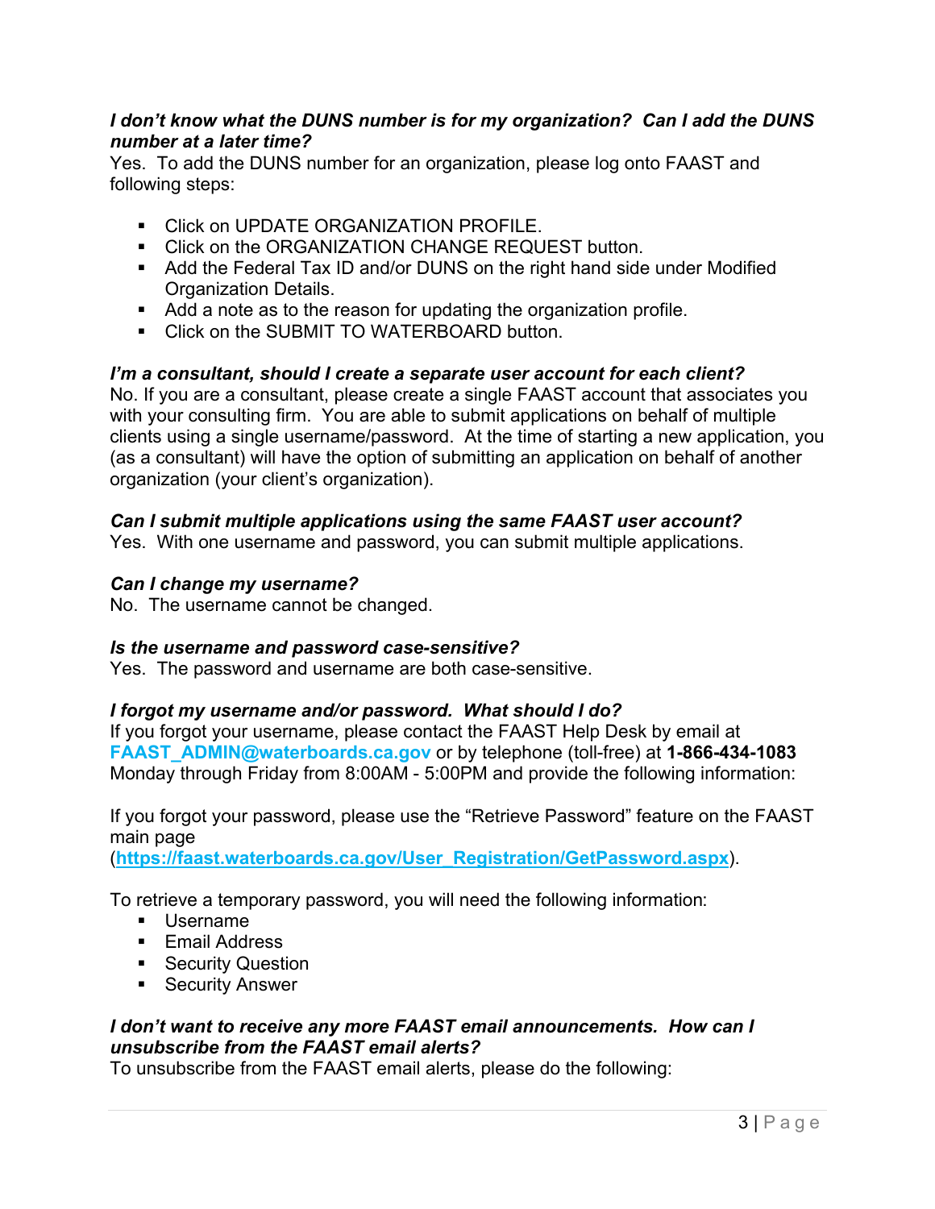***I don't know what the DUNS number is for my organization? Can I add the DUNS number at a later time?***
Yes. To add the DUNS number for an organization, please log onto FAAST and following steps:

- Click on UPDATE ORGANIZATION PROFILE.
- Click on the ORGANIZATION CHANGE REQUEST button.
- Add the Federal Tax ID and/or DUNS on the right hand side under Modified Organization Details.
- Add a note as to the reason for updating the organization profile.
- Click on the SUBMIT TO WATERBOARD button.

***I'm a consultant, should I create a separate user account for each client?***
No. If you are a consultant, please create a single FAAST account that associates you with your consulting firm. You are able to submit applications on behalf of multiple clients using a single username/password. At the time of starting a new application, you (as a consultant) will have the option of submitting an application on behalf of another organization (your client's organization).

***Can I submit multiple applications using the same FAAST user account?***
Yes. With one username and password, you can submit multiple applications.

***Can I change my username?***
No. The username cannot be changed.

***Is the username and password case-sensitive?***
Yes. The password and username are both case-sensitive.

***I forgot my username and/or password. What should I do?***
If you forgot your username, please contact the FAAST Help Desk by email at FAAST_ADMIN@waterboards.ca.gov or by telephone (toll-free) at **1-866-434-1083** Monday through Friday from 8:00AM - 5:00PM and provide the following information:

If you forgot your password, please use the "Retrieve Password" feature on the FAAST main page (**https://faast.waterboards.ca.gov/User_Registration/GetPassword.aspx**).

To retrieve a temporary password, you will need the following information:
- Username
- Email Address
- Security Question
- Security Answer

***I don't want to receive any more FAAST email announcements. How can I unsubscribe from the FAAST email alerts?***
To unsubscribe from the FAAST email alerts, please do the following: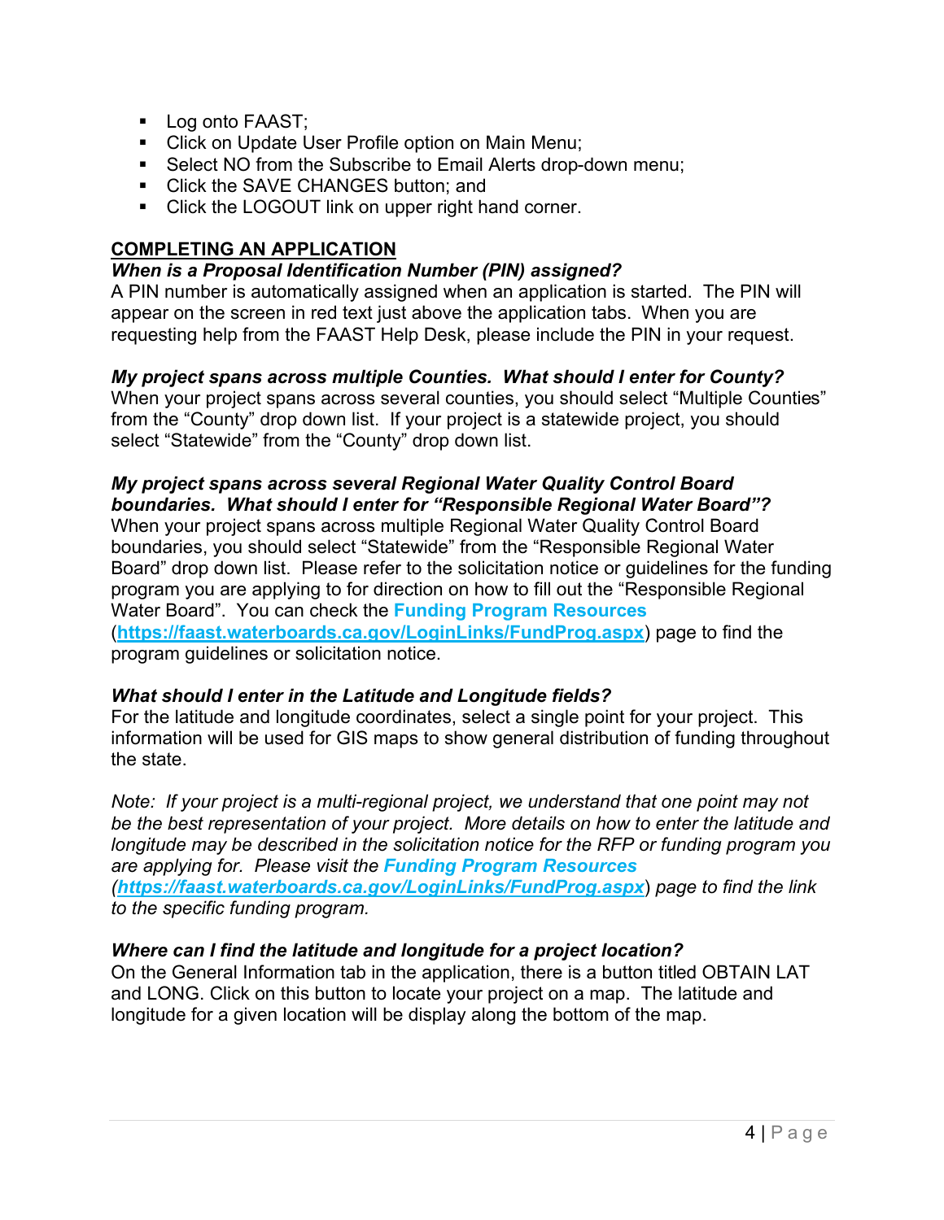- Log onto FAAST;
- Click on Update User Profile option on Main Menu;
- Select NO from the Subscribe to Email Alerts drop-down menu;
- Click the SAVE CHANGES button; and
- Click the LOGOUT link on upper right hand corner.

## COMPLETING AN APPLICATION

***When is a Proposal Identification Number (PIN) assigned?***

A PIN number is automatically assigned when an application is started. The PIN will appear on the screen in red text just above the application tabs. When you are requesting help from the FAAST Help Desk, please include the PIN in your request.

***My project spans across multiple Counties. What should I enter for County?***

When your project spans across several counties, you should select "Multiple Counties" from the "County" drop down list. If your project is a statewide project, you should select "Statewide" from the "County" drop down list.

***My project spans across several Regional Water Quality Control Board boundaries. What should I enter for "Responsible Regional Water Board"?***

When your project spans across multiple Regional Water Quality Control Board boundaries, you should select "Statewide" from the "Responsible Regional Water Board" drop down list. Please refer to the solicitation notice or guidelines for the funding program you are applying to for direction on how to fill out the "Responsible Regional Water Board". You can check the **Funding Program Resources** (**https://faast.waterboards.ca.gov/LoginLinks/FundProg.aspx**) page to find the program guidelines or solicitation notice.

***What should I enter in the Latitude and Longitude fields?***

For the latitude and longitude coordinates, select a single point for your project. This information will be used for GIS maps to show general distribution of funding throughout the state.

*Note: If your project is a multi-regional project, we understand that one point may not be the best representation of your project. More details on how to enter the latitude and longitude may be described in the solicitation notice for the RFP or funding program you are applying for. Please visit the* ***Funding Program Resources*** *(**https://faast.waterboards.ca.gov/LoginLinks/FundProg.aspx**) page to find the link to the specific funding program.*

***Where can I find the latitude and longitude for a project location?***

On the General Information tab in the application, there is a button titled OBTAIN LAT and LONG. Click on this button to locate your project on a map. The latitude and longitude for a given location will be display along the bottom of the map.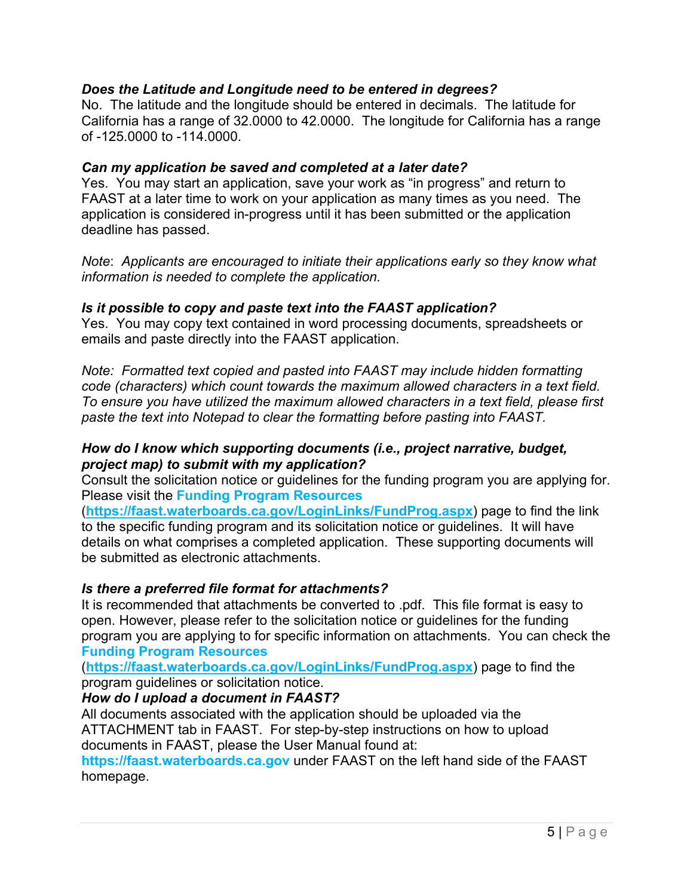***Does the Latitude and Longitude need to be entered in degrees?***
No. The latitude and the longitude should be entered in decimals. The latitude for California has a range of 32.0000 to 42.0000. The longitude for California has a range of -125.0000 to -114.0000.

***Can my application be saved and completed at a later date?***
Yes. You may start an application, save your work as "in progress" and return to FAAST at a later time to work on your application as many times as you need. The application is considered in-progress until it has been submitted or the application deadline has passed.

*Note*: *Applicants are encouraged to initiate their applications early so they know what information is needed to complete the application.*

***Is it possible to copy and paste text into the FAAST application?***
Yes. You may copy text contained in word processing documents, spreadsheets or emails and paste directly into the FAAST application.

*Note: Formatted text copied and pasted into FAAST may include hidden formatting code (characters) which count towards the maximum allowed characters in a text field. To ensure you have utilized the maximum allowed characters in a text field, please first paste the text into Notepad to clear the formatting before pasting into FAAST.*

***How do I know which supporting documents (i.e., project narrative, budget, project map) to submit with my application?***
Consult the solicitation notice or guidelines for the funding program you are applying for. Please visit the **Funding Program Resources** (**https://faast.waterboards.ca.gov/LoginLinks/FundProg.aspx**) page to find the link to the specific funding program and its solicitation notice or guidelines. It will have details on what comprises a completed application. These supporting documents will be submitted as electronic attachments.

***Is there a preferred file format for attachments?***
It is recommended that attachments be converted to .pdf. This file format is easy to open. However, please refer to the solicitation notice or guidelines for the funding program you are applying to for specific information on attachments. You can check the **Funding Program Resources** (**https://faast.waterboards.ca.gov/LoginLinks/FundProg.aspx**) page to find the program guidelines or solicitation notice.

***How do I upload a document in FAAST?***
All documents associated with the application should be uploaded via the ATTACHMENT tab in FAAST. For step-by-step instructions on how to upload documents in FAAST, please the User Manual found at: **https://faast.waterboards.ca.gov** under FAAST on the left hand side of the FAAST homepage.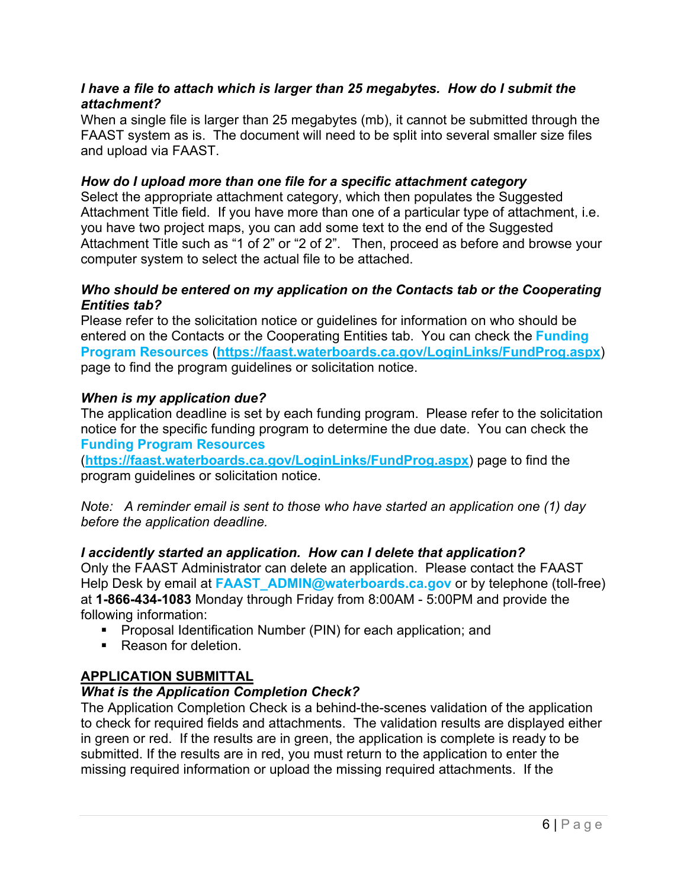***I have a file to attach which is larger than 25 megabytes. How do I submit the attachment?***

When a single file is larger than 25 megabytes (mb), it cannot be submitted through the FAAST system as is. The document will need to be split into several smaller size files and upload via FAAST.

***How do I upload more than one file for a specific attachment category***

Select the appropriate attachment category, which then populates the Suggested Attachment Title field. If you have more than one of a particular type of attachment, i.e. you have two project maps, you can add some text to the end of the Suggested Attachment Title such as "1 of 2" or "2 of 2". Then, proceed as before and browse your computer system to select the actual file to be attached.

***Who should be entered on my application on the Contacts tab or the Cooperating Entities tab?***

Please refer to the solicitation notice or guidelines for information on who should be entered on the Contacts or the Cooperating Entities tab. You can check the **Funding Program Resources** (https://faast.waterboards.ca.gov/LoginLinks/FundProg.aspx) page to find the program guidelines or solicitation notice.

***When is my application due?***

The application deadline is set by each funding program. Please refer to the solicitation notice for the specific funding program to determine the due date. You can check the **Funding Program Resources** (https://faast.waterboards.ca.gov/LoginLinks/FundProg.aspx) page to find the program guidelines or solicitation notice.

*Note: A reminder email is sent to those who have started an application one (1) day before the application deadline.*

***I accidently started an application. How can I delete that application?***

Only the FAAST Administrator can delete an application. Please contact the FAAST Help Desk by email at **FAAST_ADMIN@waterboards.ca.gov** or by telephone (toll-free) at **1-866-434-1083** Monday through Friday from 8:00AM - 5:00PM and provide the following information:

- Proposal Identification Number (PIN) for each application; and
- Reason for deletion.

## APPLICATION SUBMITTAL

***What is the Application Completion Check?***

The Application Completion Check is a behind-the-scenes validation of the application to check for required fields and attachments. The validation results are displayed either in green or red. If the results are in green, the application is complete is ready to be submitted. If the results are in red, you must return to the application to enter the missing required information or upload the missing required attachments. If the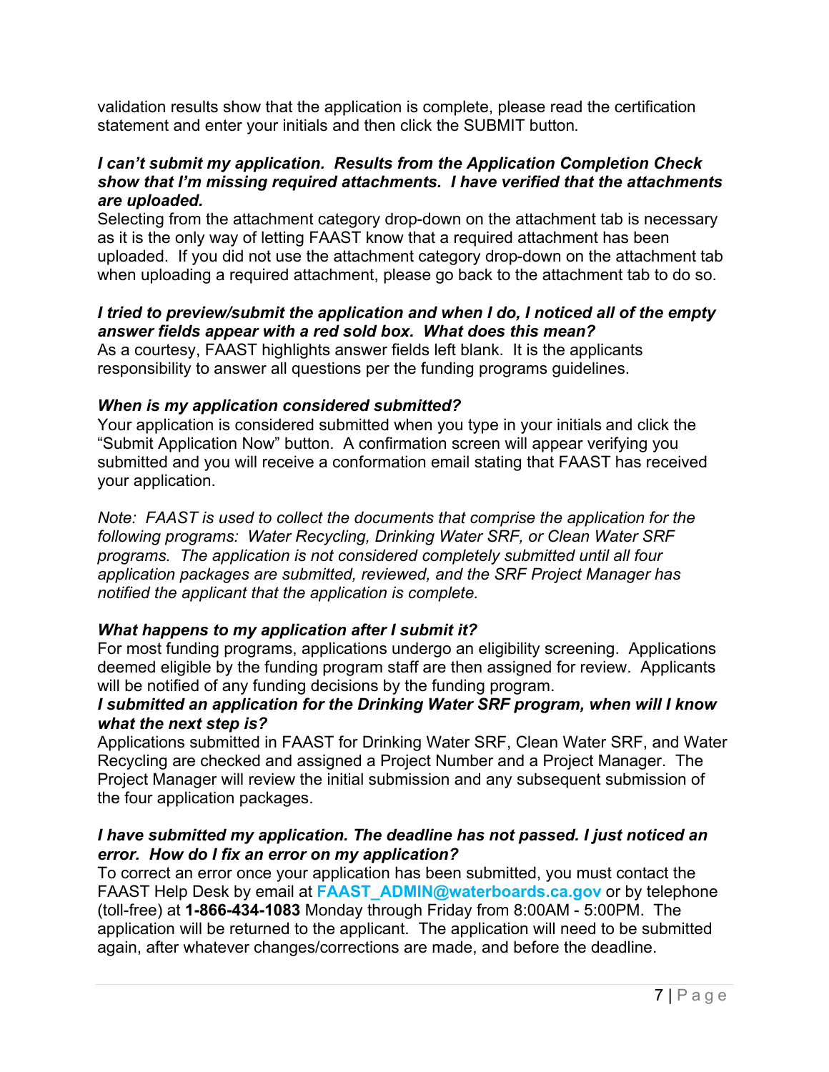validation results show that the application is complete, please read the certification statement and enter your initials and then click the SUBMIT button.

***I can't submit my application. Results from the Application Completion Check show that I'm missing required attachments. I have verified that the attachments are uploaded.***

Selecting from the attachment category drop-down on the attachment tab is necessary as it is the only way of letting FAAST know that a required attachment has been uploaded. If you did not use the attachment category drop-down on the attachment tab when uploading a required attachment, please go back to the attachment tab to do so.

***I tried to preview/submit the application and when I do, I noticed all of the empty answer fields appear with a red sold box. What does this mean?***

As a courtesy, FAAST highlights answer fields left blank. It is the applicants responsibility to answer all questions per the funding programs guidelines.

***When is my application considered submitted?***

Your application is considered submitted when you type in your initials and click the "Submit Application Now" button. A confirmation screen will appear verifying you submitted and you will receive a conformation email stating that FAAST has received your application.

*Note: FAAST is used to collect the documents that comprise the application for the following programs: Water Recycling, Drinking Water SRF, or Clean Water SRF programs. The application is not considered completely submitted until all four application packages are submitted, reviewed, and the SRF Project Manager has notified the applicant that the application is complete.*

***What happens to my application after I submit it?***

For most funding programs, applications undergo an eligibility screening. Applications deemed eligible by the funding program staff are then assigned for review. Applicants will be notified of any funding decisions by the funding program.

***I submitted an application for the Drinking Water SRF program, when will I know what the next step is?***

Applications submitted in FAAST for Drinking Water SRF, Clean Water SRF, and Water Recycling are checked and assigned a Project Number and a Project Manager. The Project Manager will review the initial submission and any subsequent submission of the four application packages.

***I have submitted my application. The deadline has not passed. I just noticed an error. How do I fix an error on my application?***

To correct an error once your application has been submitted, you must contact the FAAST Help Desk by email at **FAAST_ADMIN@waterboards.ca.gov** or by telephone (toll-free) at **1-866-434-1083** Monday through Friday from 8:00AM - 5:00PM. The application will be returned to the applicant. The application will need to be submitted again, after whatever changes/corrections are made, and before the deadline.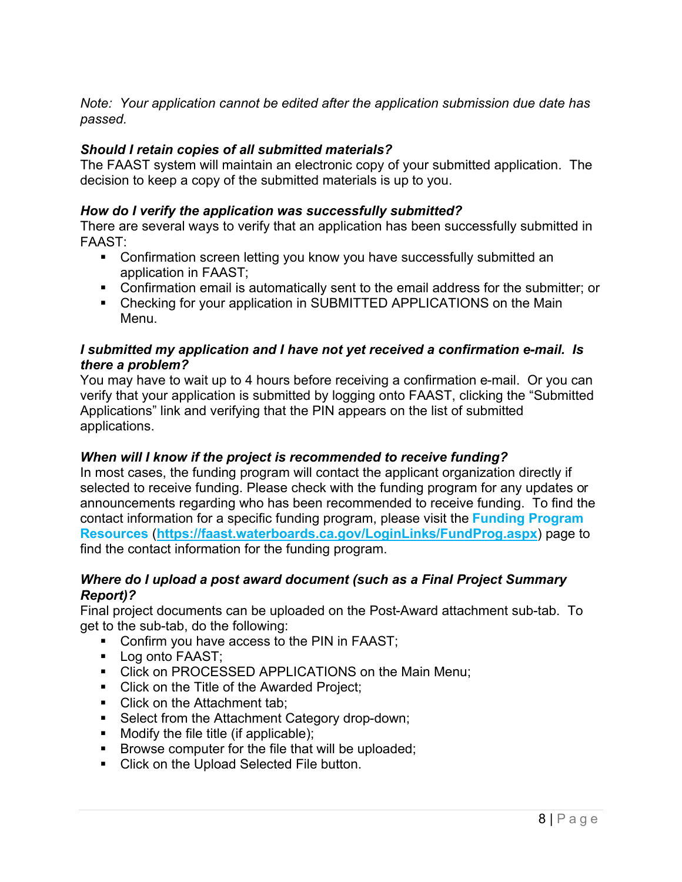*Note: Your application cannot be edited after the application submission due date has passed.*

***Should I retain copies of all submitted materials?***
The FAAST system will maintain an electronic copy of your submitted application. The decision to keep a copy of the submitted materials is up to you.

***How do I verify the application was successfully submitted?***
There are several ways to verify that an application has been successfully submitted in FAAST:

- Confirmation screen letting you know you have successfully submitted an application in FAAST;
- Confirmation email is automatically sent to the email address for the submitter; or
- Checking for your application in SUBMITTED APPLICATIONS on the Main Menu.

***I submitted my application and I have not yet received a confirmation e-mail. Is there a problem?***
You may have to wait up to 4 hours before receiving a confirmation e-mail. Or you can verify that your application is submitted by logging onto FAAST, clicking the "Submitted Applications" link and verifying that the PIN appears on the list of submitted applications.

***When will I know if the project is recommended to receive funding?***
In most cases, the funding program will contact the applicant organization directly if selected to receive funding. Please check with the funding program for any updates or announcements regarding who has been recommended to receive funding. To find the contact information for a specific funding program, please visit the **Funding Program Resources** ([https://faast.waterboards.ca.gov/LoginLinks/FundProg.aspx](https://faast.waterboards.ca.gov/LoginLinks/FundProg.aspx)) page to find the contact information for the funding program.

***Where do I upload a post award document (such as a Final Project Summary Report)?***
Final project documents can be uploaded on the Post-Award attachment sub-tab. To get to the sub-tab, do the following:

- Confirm you have access to the PIN in FAAST;
- Log onto FAAST;
- Click on PROCESSED APPLICATIONS on the Main Menu;
- Click on the Title of the Awarded Project;
- Click on the Attachment tab;
- Select from the Attachment Category drop-down;
- Modify the file title (if applicable);
- Browse computer for the file that will be uploaded;
- Click on the Upload Selected File button.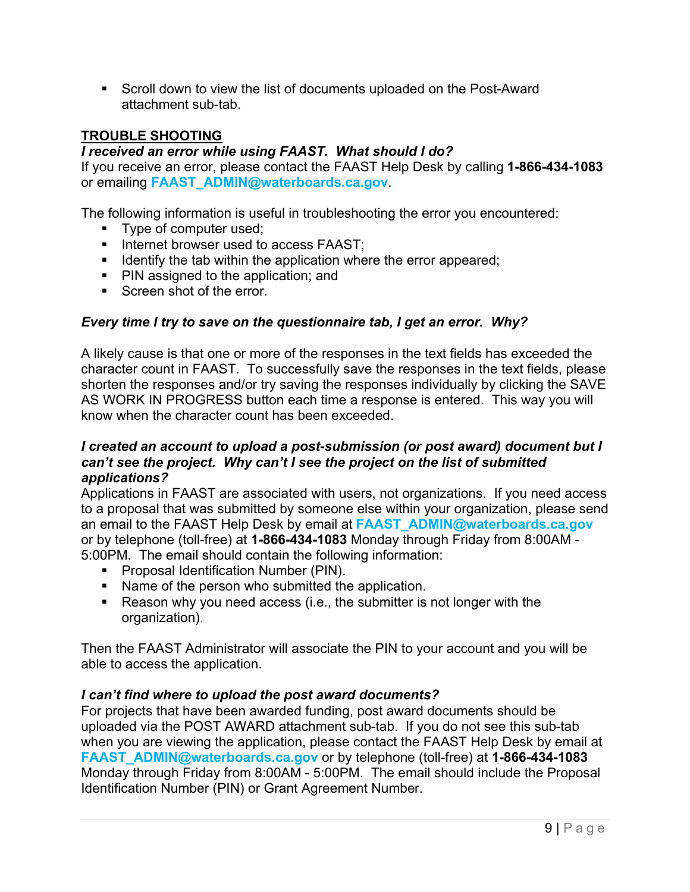- Scroll down to view the list of documents uploaded on the Post-Award attachment sub-tab.

## TROUBLE SHOOTING

***I received an error while using FAAST. What should I do?***

If you receive an error, please contact the FAAST Help Desk by calling **1-866-434-1083** or emailing **FAAST_ADMIN@waterboards.ca.gov**.

The following information is useful in troubleshooting the error you encountered:

- Type of computer used;
- Internet browser used to access FAAST;
- Identify the tab within the application where the error appeared;
- PIN assigned to the application; and
- Screen shot of the error.

***Every time I try to save on the questionnaire tab, I get an error. Why?***

A likely cause is that one or more of the responses in the text fields has exceeded the character count in FAAST. To successfully save the responses in the text fields, please shorten the responses and/or try saving the responses individually by clicking the SAVE AS WORK IN PROGRESS button each time a response is entered. This way you will know when the character count has been exceeded.

***I created an account to upload a post-submission (or post award) document but I can't see the project. Why can't I see the project on the list of submitted applications?***

Applications in FAAST are associated with users, not organizations. If you need access to a proposal that was submitted by someone else within your organization, please send an email to the FAAST Help Desk by email at **FAAST_ADMIN@waterboards.ca.gov** or by telephone (toll-free) at **1-866-434-1083** Monday through Friday from 8:00AM - 5:00PM. The email should contain the following information:

- Proposal Identification Number (PIN).
- Name of the person who submitted the application.
- Reason why you need access (i.e., the submitter is not longer with the organization).

Then the FAAST Administrator will associate the PIN to your account and you will be able to access the application.

***I can't find where to upload the post award documents?***

For projects that have been awarded funding, post award documents should be uploaded via the POST AWARD attachment sub-tab. If you do not see this sub-tab when you are viewing the application, please contact the FAAST Help Desk by email at **FAAST_ADMIN@waterboards.ca.gov** or by telephone (toll-free) at **1-866-434-1083** Monday through Friday from 8:00AM - 5:00PM. The email should include the Proposal Identification Number (PIN) or Grant Agreement Number.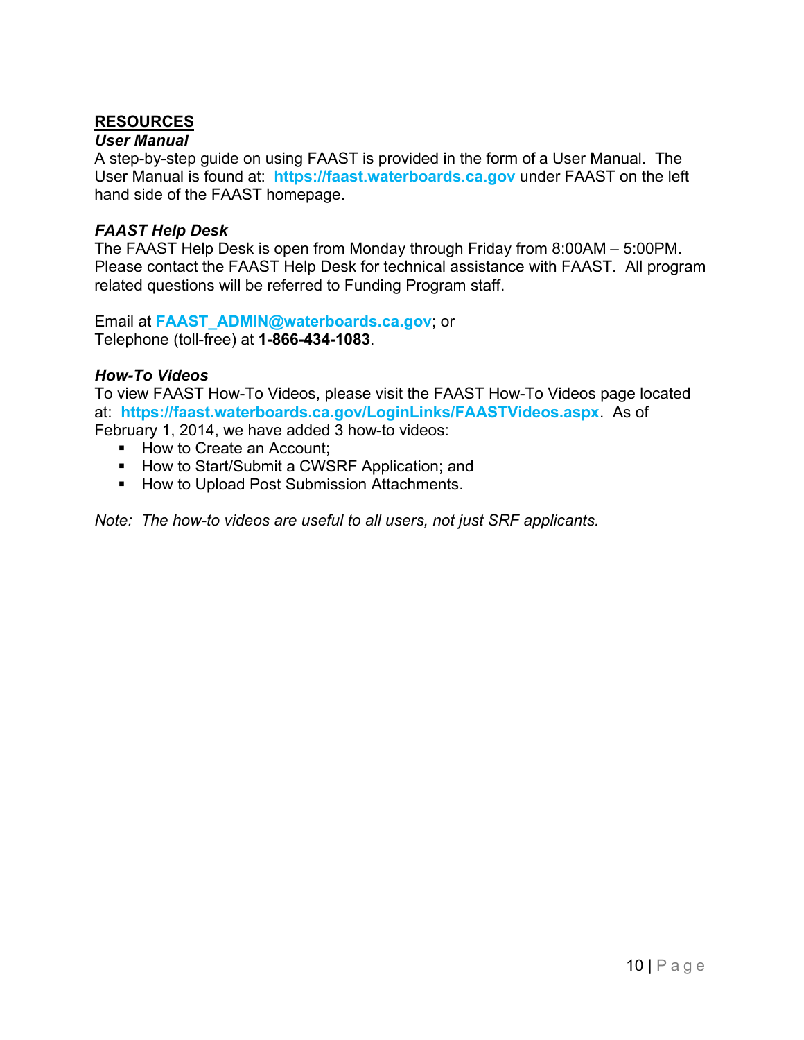## RESOURCES

### *User Manual*

A step-by-step guide on using FAAST is provided in the form of a User Manual. The User Manual is found at: **https://faast.waterboards.ca.gov** under FAAST on the left hand side of the FAAST homepage.

### *FAAST Help Desk*

The FAAST Help Desk is open from Monday through Friday from 8:00AM – 5:00PM. Please contact the FAAST Help Desk for technical assistance with FAAST. All program related questions will be referred to Funding Program staff.

Email at **FAAST_ADMIN@waterboards.ca.gov**; or
Telephone (toll-free) at **1-866-434-1083**.

### *How-To Videos*

To view FAAST How-To Videos, please visit the FAAST How-To Videos page located at: **https://faast.waterboards.ca.gov/LoginLinks/FAASTVideos.aspx**. As of February 1, 2014, we have added 3 how-to videos:

- How to Create an Account;
- How to Start/Submit a CWSRF Application; and
- How to Upload Post Submission Attachments.

*Note: The how-to videos are useful to all users, not just SRF applicants.*